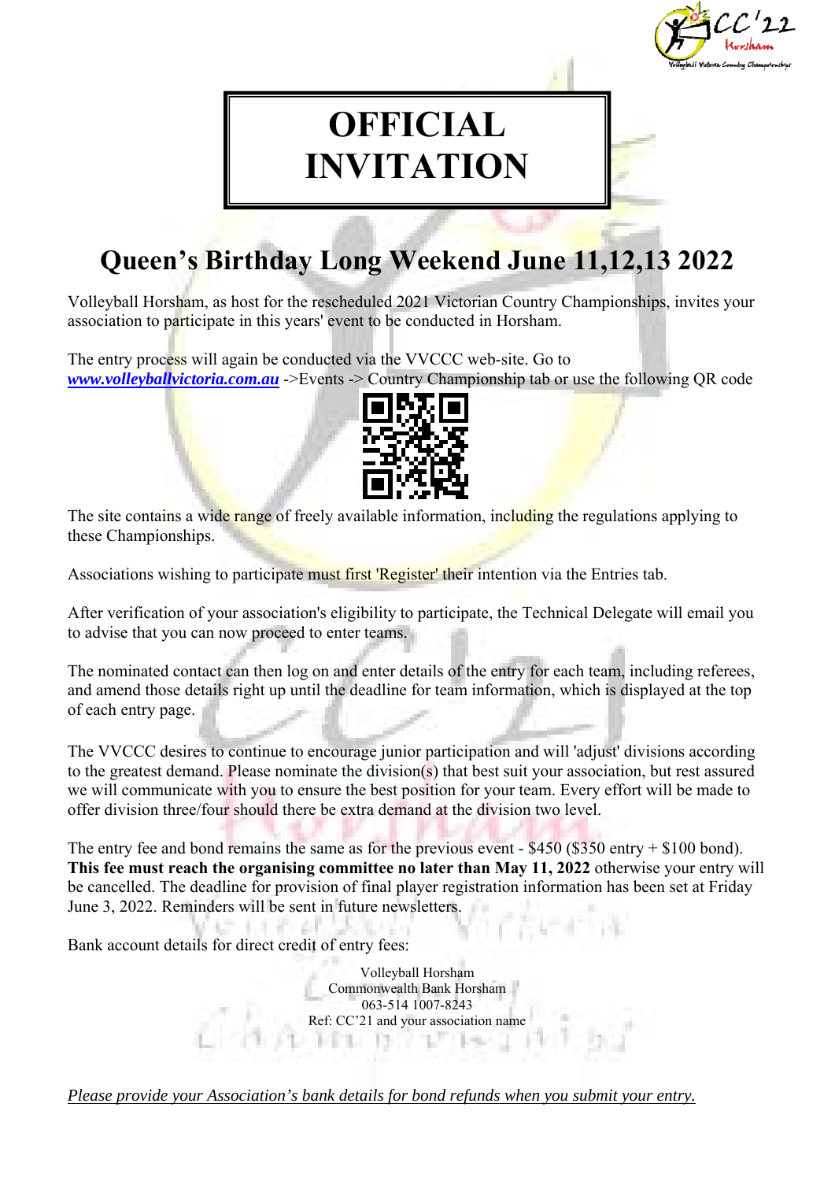# OFFICIAL INVITATION

## Queen's Birthday Long Weekend June 11,12,13 2022

Volleyball Horsham, as host for the rescheduled 2021 Victorian Country Championships, invites your association to participate in this years' event to be conducted in Horsham.

The entry process will again be conducted via the VVCCC web-site. Go to ***www.volleyballvictoria.com.au*** ->Events -> Country Championship tab or use the following QR code

The site contains a wide range of freely available information, including the regulations applying to these Championships.

Associations wishing to participate must first 'Register' their intention via the Entries tab.

After verification of your association's eligibility to participate, the Technical Delegate will email you to advise that you can now proceed to enter teams.

The nominated contact can then log on and enter details of the entry for each team, including referees, and amend those details right up until the deadline for team information, which is displayed at the top of each entry page.

The VVCCC desires to continue to encourage junior participation and will 'adjust' divisions according to the greatest demand. Please nominate the division(s) that best suit your association, but rest assured we will communicate with you to ensure the best position for your team. Every effort will be made to offer division three/four should there be extra demand at the division two level.

The entry fee and bond remains the same as for the previous event - $450 ($350 entry + $100 bond). **This fee must reach the organising committee no later than May 11, 2022** otherwise your entry will be cancelled. The deadline for provision of final player registration information has been set at Friday June 3, 2022. Reminders will be sent in future newsletters.

Bank account details for direct credit of entry fees:

Volleyball Horsham
Commonwealth Bank Horsham
063-514 1007-8243
Ref: CC'21 and your association name

*Please provide your Association's bank details for bond refunds when you submit your entry.*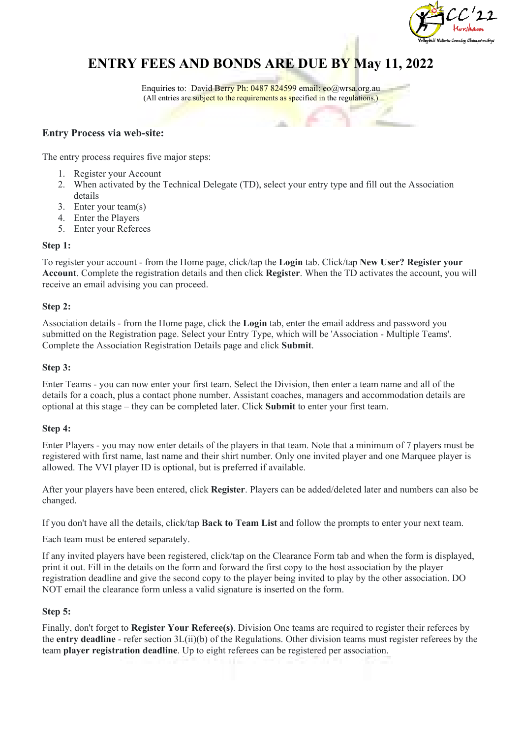# ENTRY FEES AND BONDS ARE DUE BY May 11, 2022

Enquiries to: David Berry Ph: 0487 824599 email: eo@wrsa.org.au
(All entries are subject to the requirements as specified in the regulations.)

### Entry Process via web-site:

The entry process requires five major steps:

1. Register your Account
2. When activated by the Technical Delegate (TD), select your entry type and fill out the Association details
3. Enter your team(s)
4. Enter the Players
5. Enter your Referees

**Step 1:**

To register your account - from the Home page, click/tap the **Login** tab. Click/tap **New User? Register your Account**. Complete the registration details and then click **Register**. When the TD activates the account, you will receive an email advising you can proceed.

**Step 2:**

Association details - from the Home page, click the **Login** tab, enter the email address and password you submitted on the Registration page. Select your Entry Type, which will be 'Association - Multiple Teams'. Complete the Association Registration Details page and click **Submit**.

**Step 3:**

Enter Teams - you can now enter your first team. Select the Division, then enter a team name and all of the details for a coach, plus a contact phone number. Assistant coaches, managers and accommodation details are optional at this stage – they can be completed later. Click **Submit** to enter your first team.

**Step 4:**

Enter Players - you may now enter details of the players in that team. Note that a minimum of 7 players must be registered with first name, last name and their shirt number. Only one invited player and one Marquee player is allowed. The VVI player ID is optional, but is preferred if available.

After your players have been entered, click **Register**. Players can be added/deleted later and numbers can also be changed.

If you don't have all the details, click/tap **Back to Team List** and follow the prompts to enter your next team.

Each team must be entered separately.

If any invited players have been registered, click/tap on the Clearance Form tab and when the form is displayed, print it out. Fill in the details on the form and forward the first copy to the host association by the player registration deadline and give the second copy to the player being invited to play by the other association. DO NOT email the clearance form unless a valid signature is inserted on the form.

**Step 5:**

Finally, don't forget to **Register Your Referee(s)**. Division One teams are required to register their referees by the **entry deadline** - refer section 3L(ii)(b) of the Regulations. Other division teams must register referees by the team **player registration deadline**. Up to eight referees can be registered per association.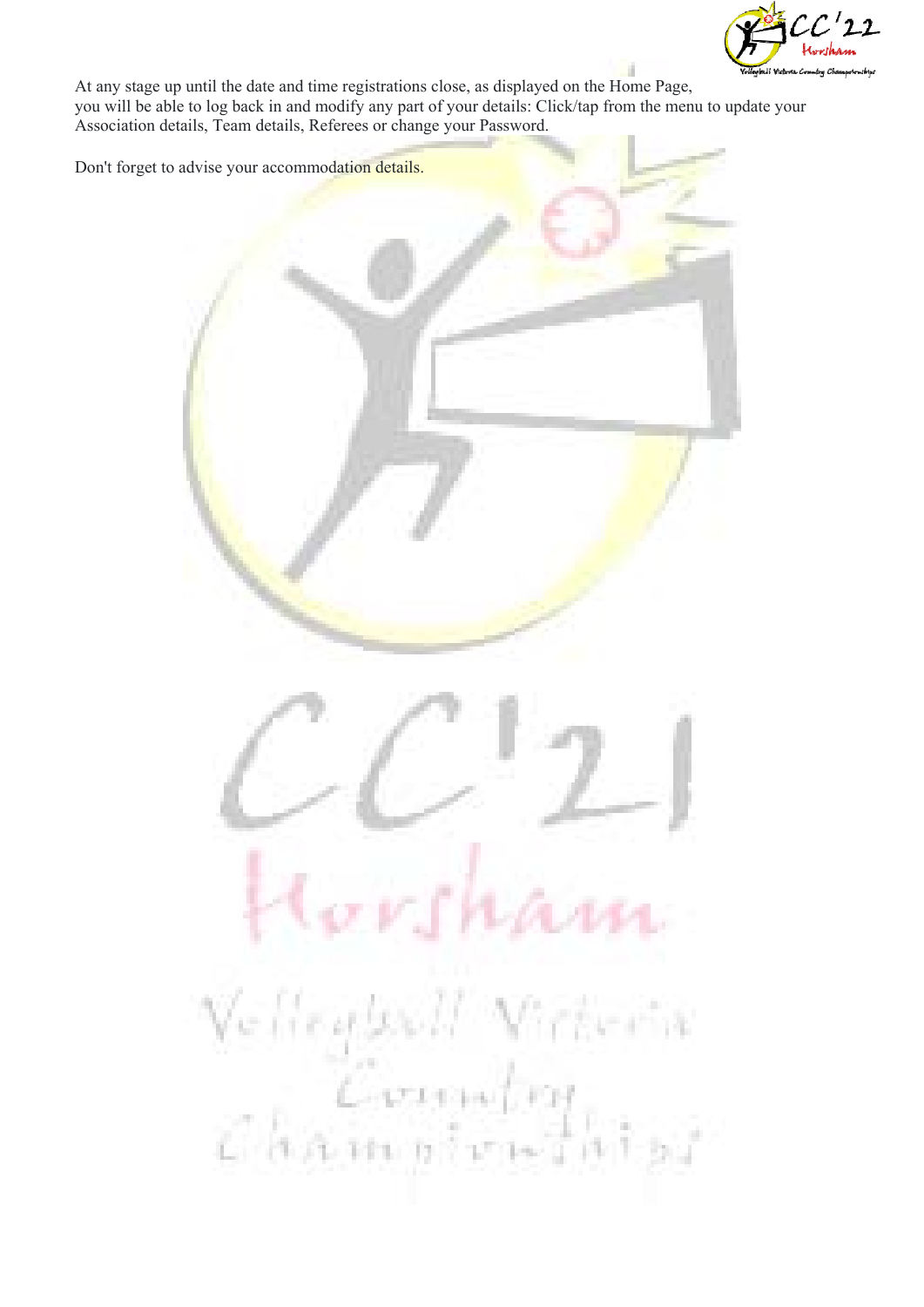At any stage up until the date and time registrations close, as displayed on the Home Page, you will be able to log back in and modify any part of your details: Click/tap from the menu to update your Association details, Team details, Referees or change your Password.

Don't forget to advise your accommodation details.